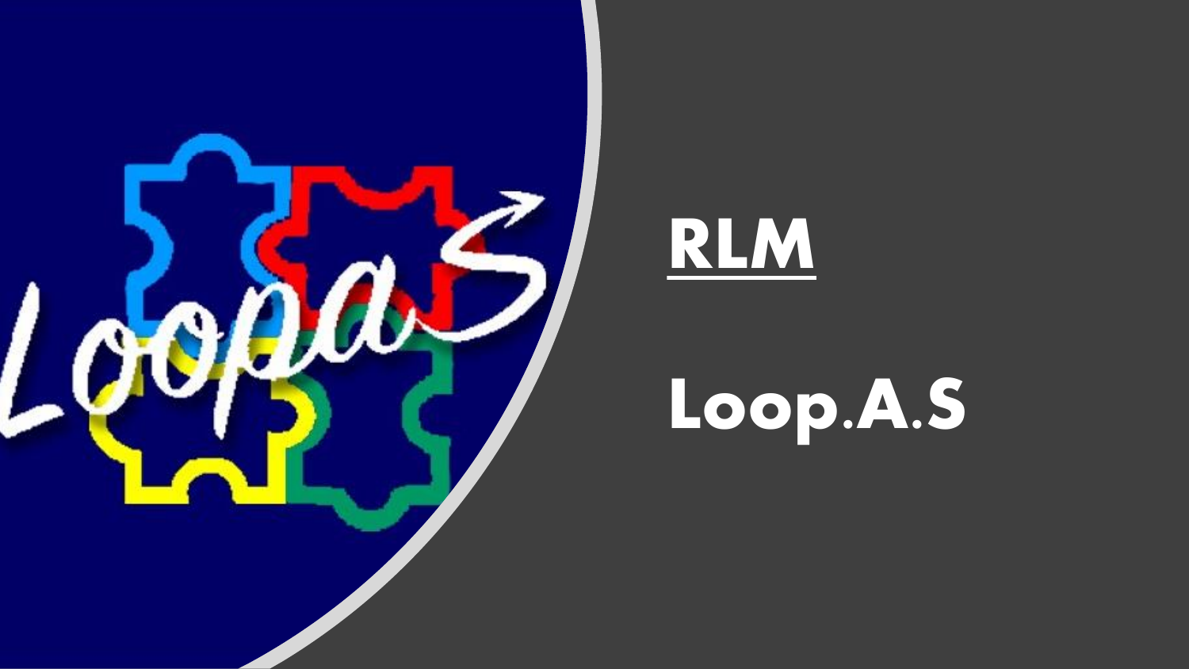# RLM

# Loop.A.S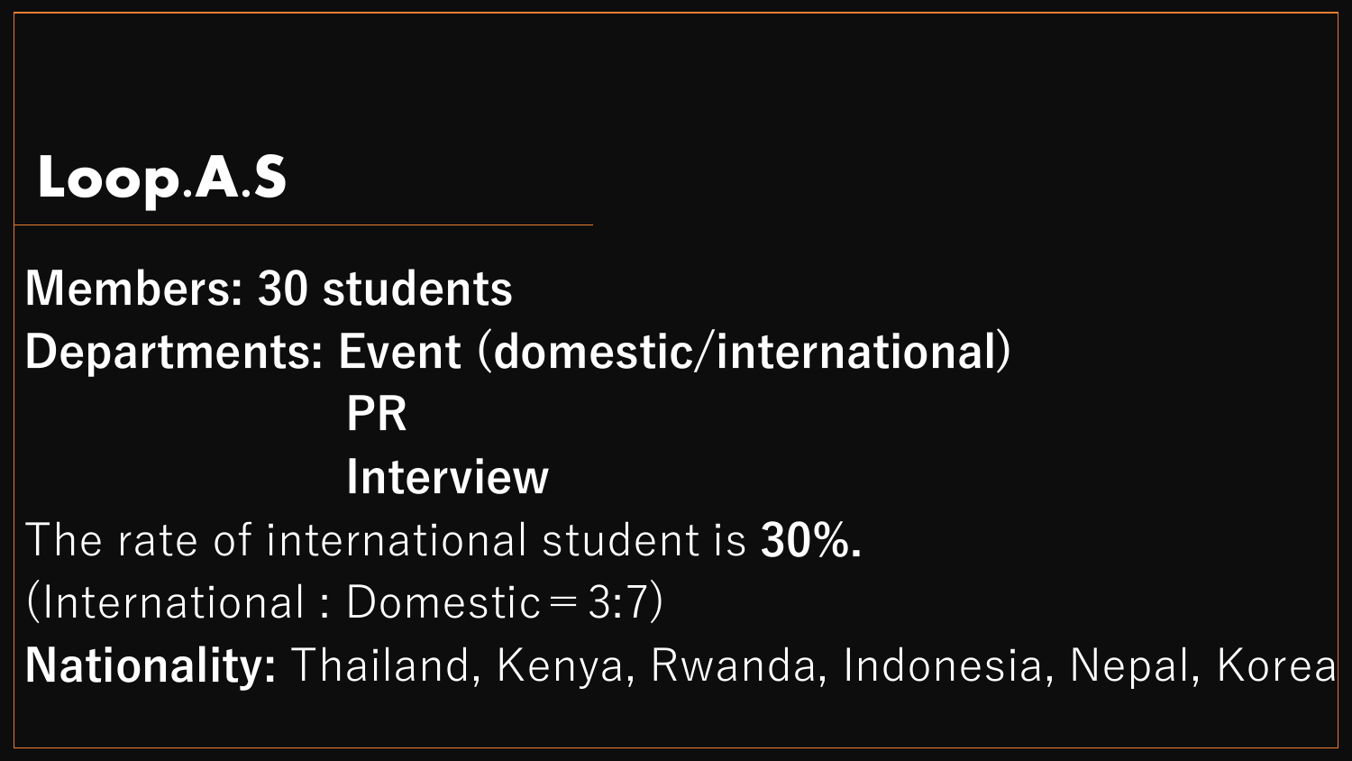# Loop.A.S

**Members: 30 students**

**Departments: Event (domestic/international)**
**PR**
**Interview**

The rate of international student is **30%.**

(International : Domestic＝3:7)

**Nationality:** Thailand, Kenya, Rwanda, Indonesia, Nepal, Korea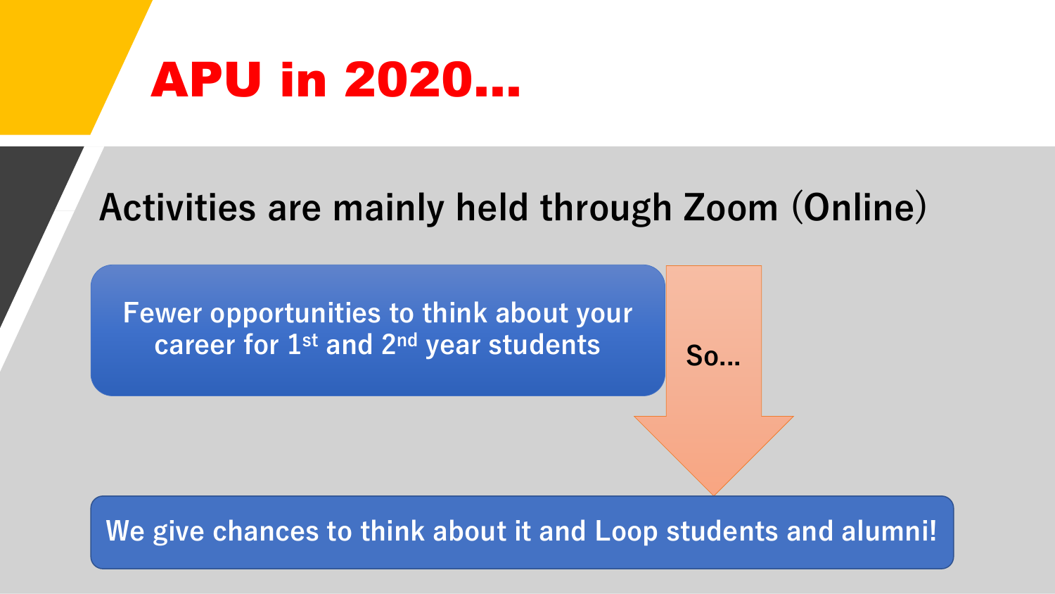# APU in 2020…

## Activities are mainly held through Zoom (Online)

Fewer opportunities to think about your career for 1st and 2nd year students

So…

We give chances to think about it and Loop students and alumni!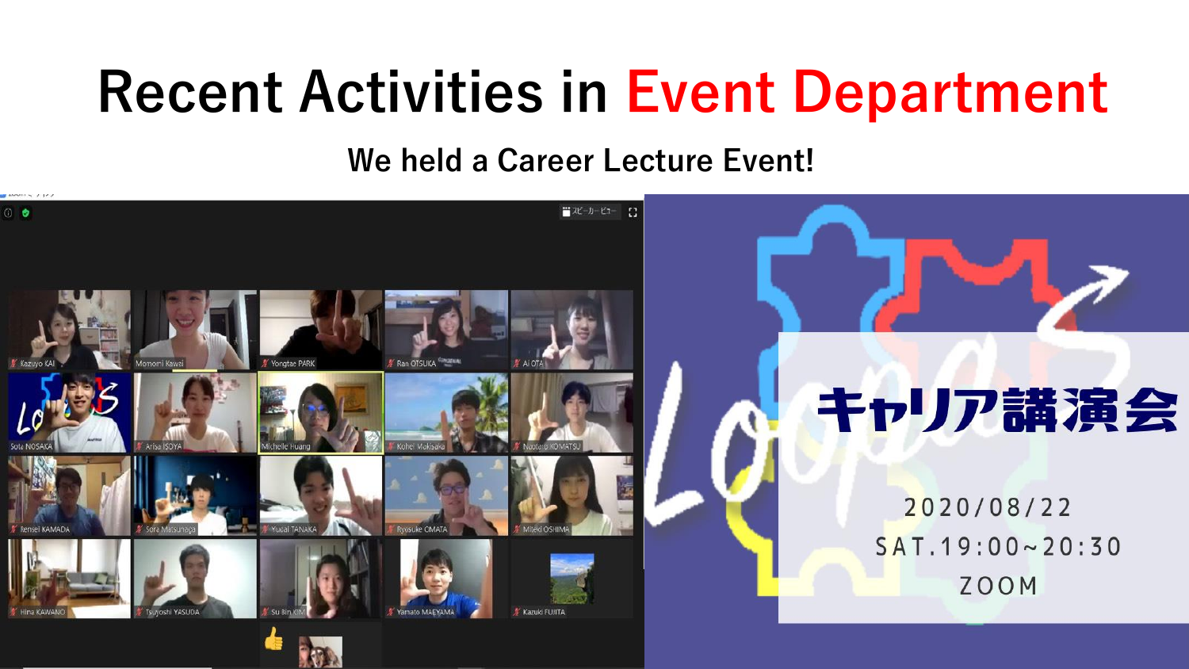# Recent Activities in Event Department

## We held a Career Lecture Event!

キャリア講演会

2020/08/22

SAT.19:00~20:30

ZOOM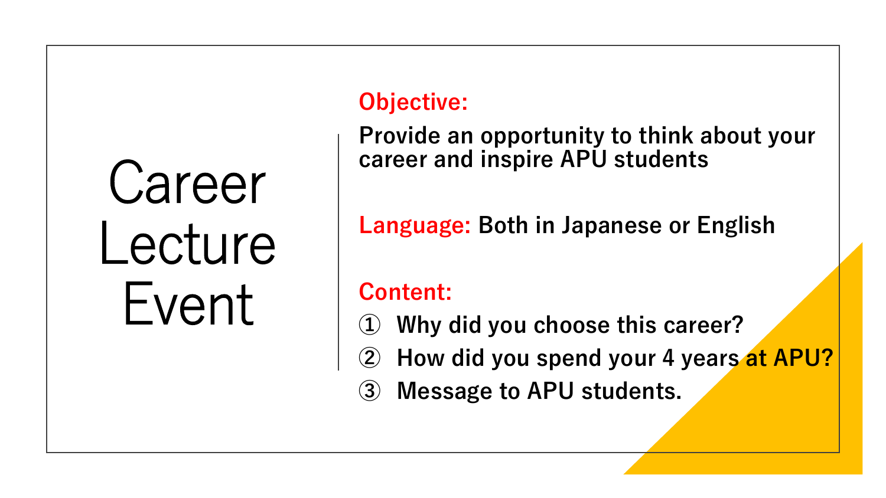# Career Lecture Event

**Objective:**

**Provide an opportunity to think about your career and inspire APU students**

**Language:** **Both in Japanese or English**

**Content:**

① **Why did you choose this career?**

② **How did you spend your 4 years at APU?**

③ **Message to APU students.**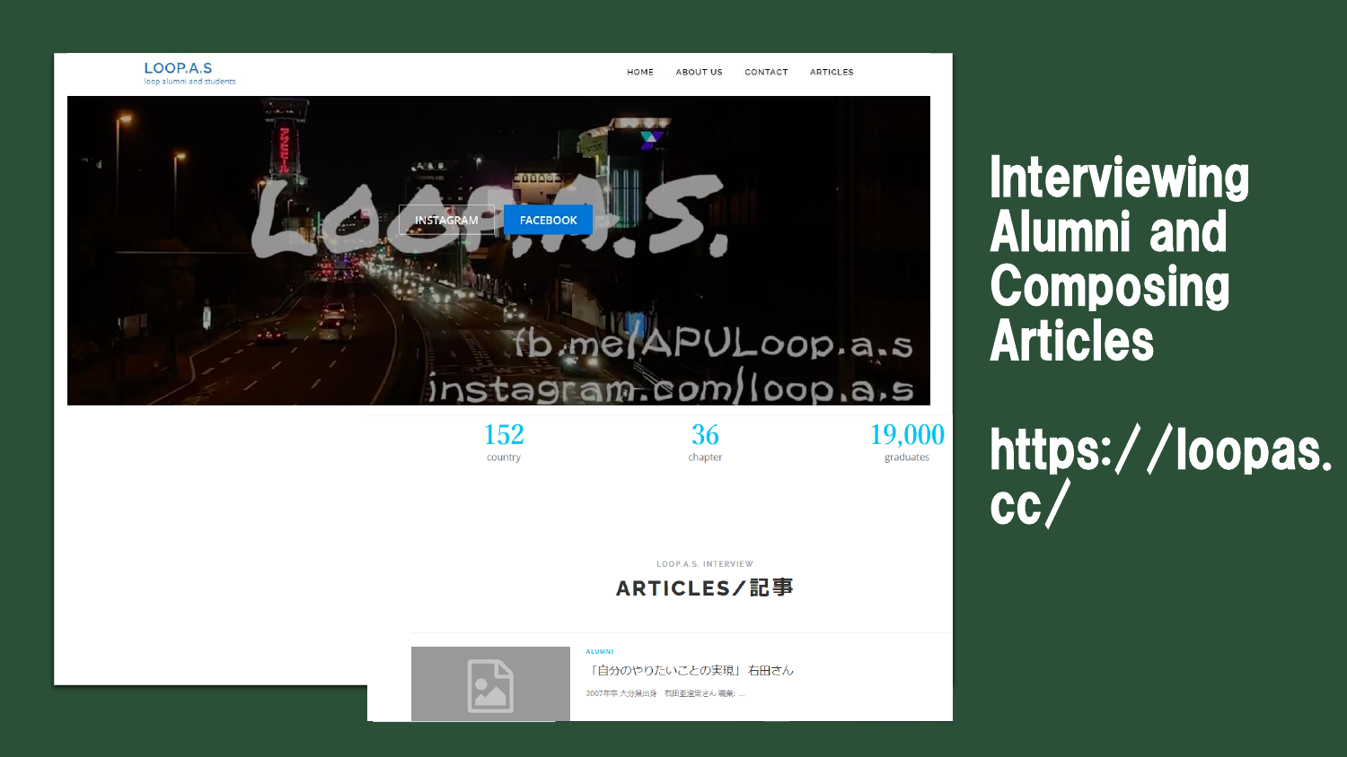LOOP.A.S
loop alumni and students

HOME ABOUT US CONTACT ARTICLES

INSTAGRAM FACEBOOK

fb.me/APULoop.a.s
instagram.com/loop.a.s

| 152 | 36 | 19,000 |
| --- | --- | --- |
| country | chapter | graduates |

LOOP.A.S. INTERVIEW

ARTICLES／記事

ALUMNI

「自分のやりたいことの実現」 右田さん

2007年卒 大分県出身　右田亜蓮果さん 職業: ...

# Interviewing Alumni and Composing Articles

https://loopas.cc/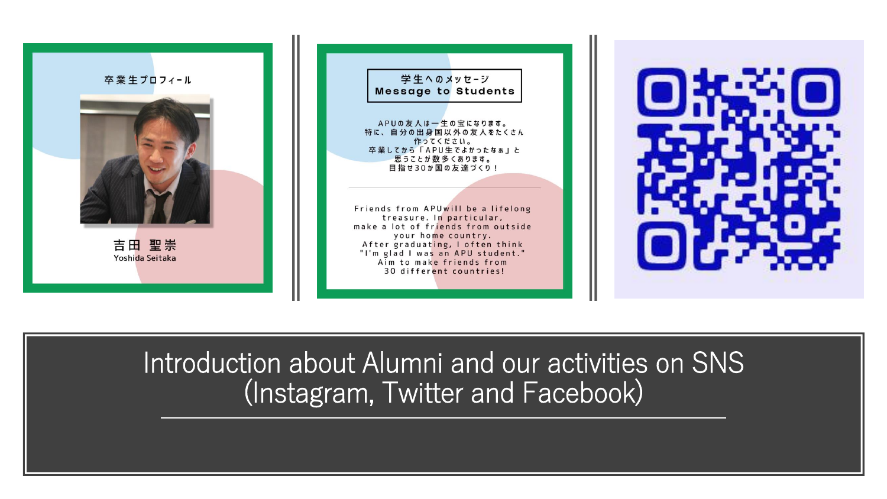卒業生プロフィール

吉田 聖崇
Yoshida Seitaka

学生へのメッセージ
Message to Students

APUの友人は一生の宝になります。
特に、自分の出身国以外の友人をたくさん作ってください。
卒業してから「APU生でよかったなぁ」と思うことが数多くあります。
目指せ30か国の友達づくり！

Friends from APUwill be a lifelong treasure. In particular, make a lot of friends from outside your home country.
After graduating, I often think "I'm glad I was an APU student."
Aim to make friends from 30 different countries!

# Introduction about Alumni and our activities on SNS (Instagram, Twitter and Facebook)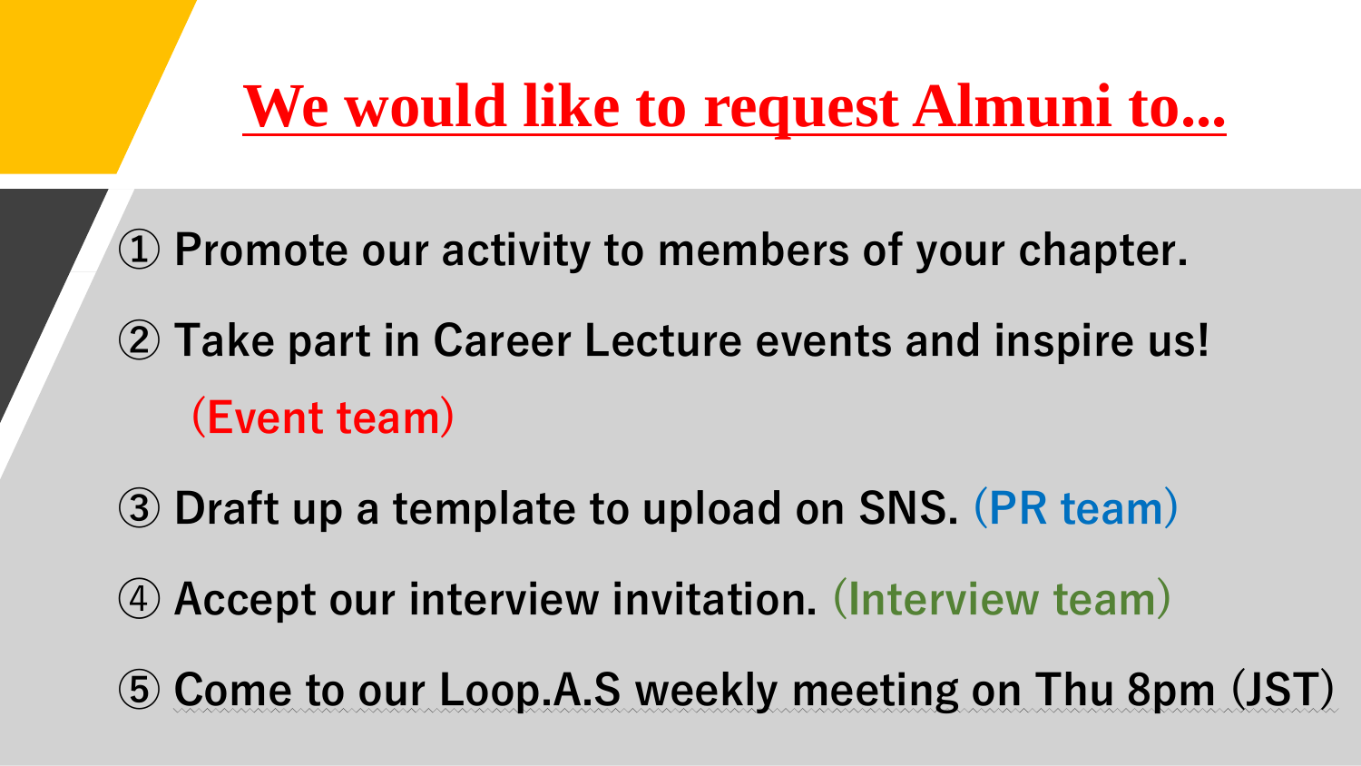# We would like to request Almuni to...

① Promote our activity to members of your chapter.

② Take part in Career Lecture events and inspire us!
（Event team）

③ Draft up a template to upload on SNS. （PR team）

④ Accept our interview invitation. （Interview team）

⑤ Come to our Loop.A.S weekly meeting on Thu 8pm（JST）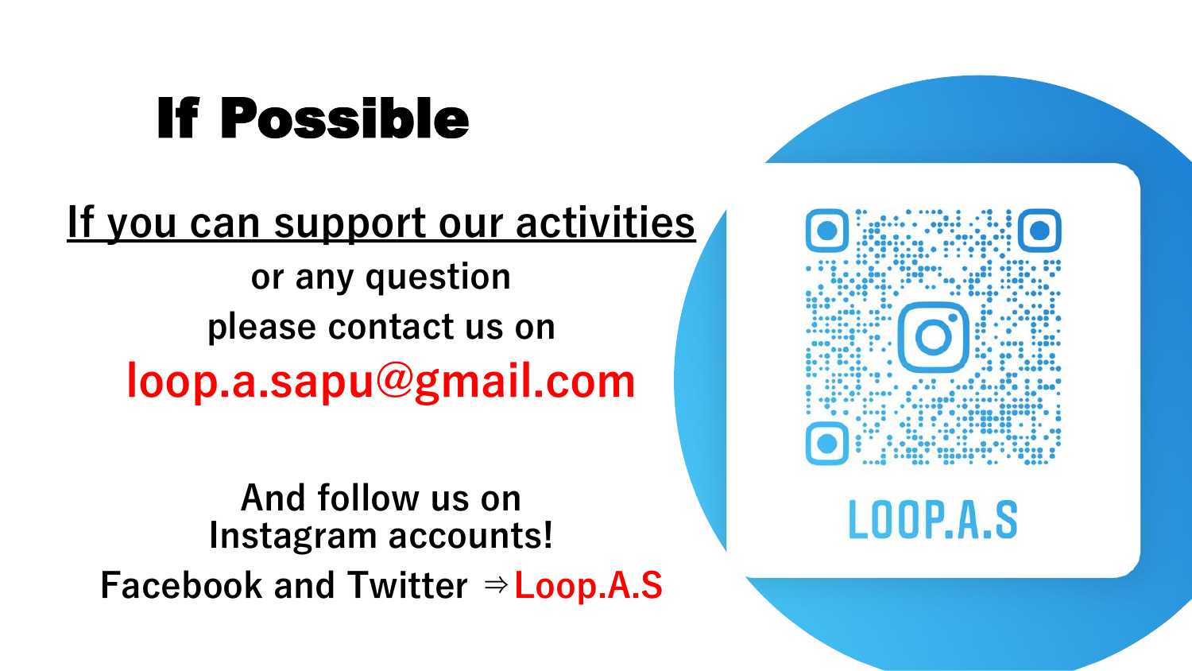# If Possible

<u>If you can support our activities</u>

or any question

please contact us on

loop.a.sapu@gmail.com

And follow us on

Instagram accounts!

Facebook and Twitter ⇒Loop.A.S

LOOP.A.S